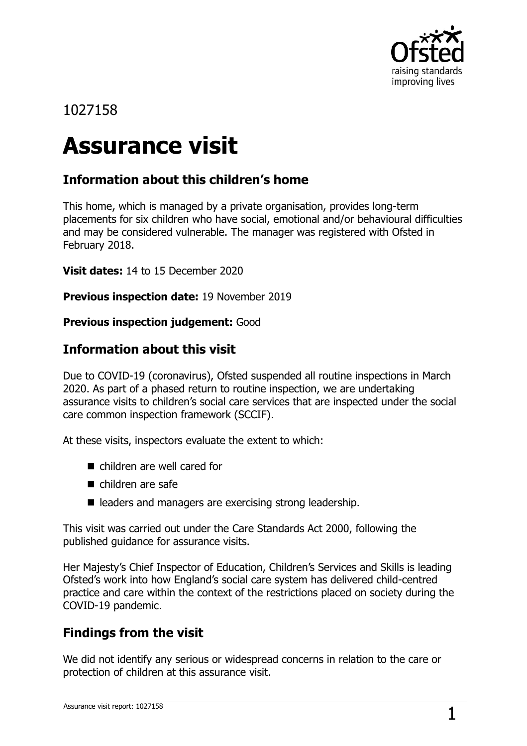1027158

# Assurance visit

## Information about this children's home

This home, which is managed by a private organisation, provides long-term placements for six children who have social, emotional and/or behavioural difficulties and may be considered vulnerable. The manager was registered with Ofsted in February 2018.

**Visit dates:** 14 to 15 December 2020

**Previous inspection date:** 19 November 2019

**Previous inspection judgement:** Good

## Information about this visit

Due to COVID-19 (coronavirus), Ofsted suspended all routine inspections in March 2020. As part of a phased return to routine inspection, we are undertaking assurance visits to children's social care services that are inspected under the social care common inspection framework (SCCIF).

At these visits, inspectors evaluate the extent to which:

- children are well cared for
- children are safe
- leaders and managers are exercising strong leadership.

This visit was carried out under the Care Standards Act 2000, following the published guidance for assurance visits.

Her Majesty's Chief Inspector of Education, Children's Services and Skills is leading Ofsted's work into how England's social care system has delivered child-centred practice and care within the context of the restrictions placed on society during the COVID-19 pandemic.

## Findings from the visit

We did not identify any serious or widespread concerns in relation to the care or protection of children at this assurance visit.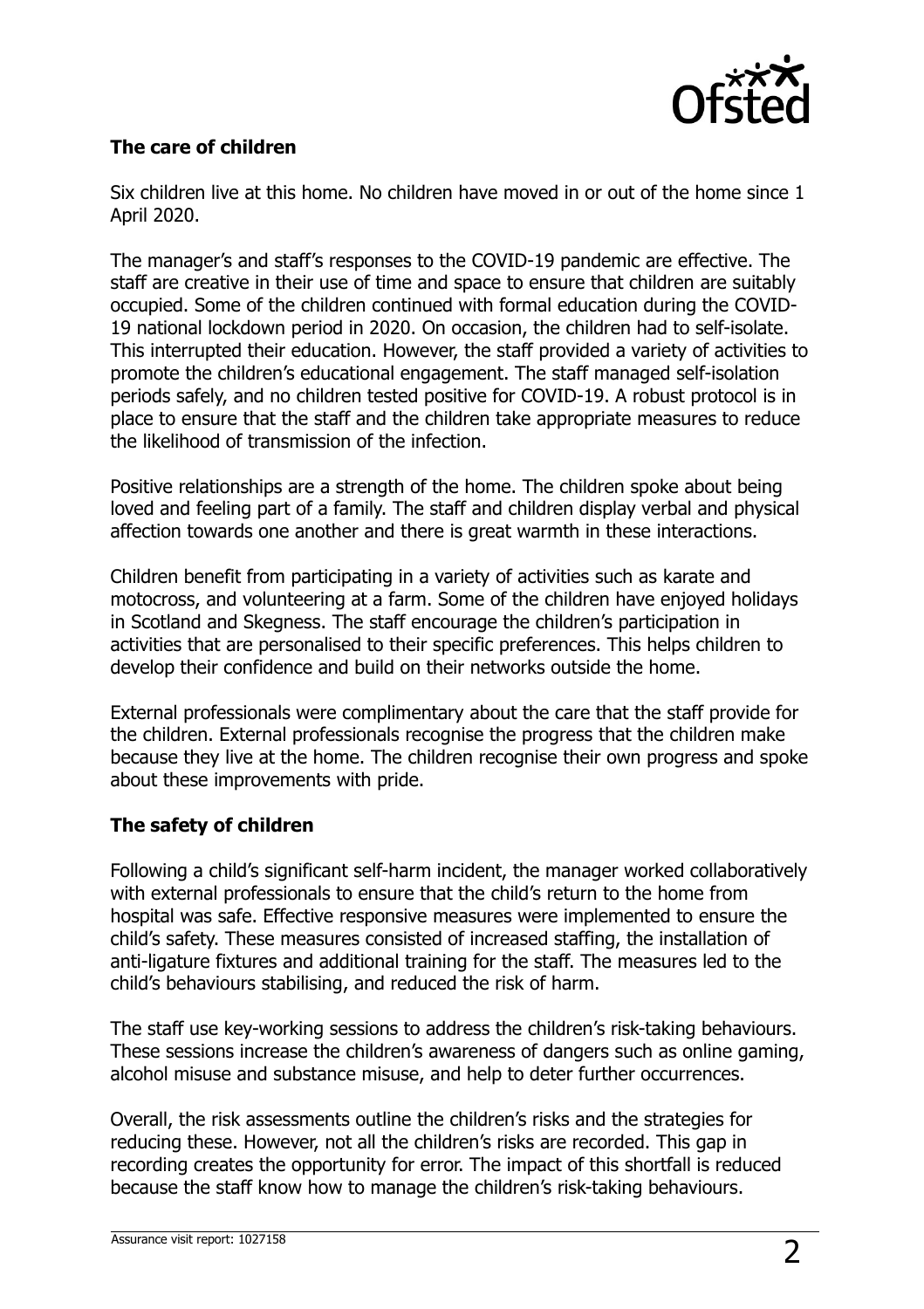**The care of children**

Six children live at this home. No children have moved in or out of the home since 1 April 2020.

The manager's and staff's responses to the COVID-19 pandemic are effective. The staff are creative in their use of time and space to ensure that children are suitably occupied. Some of the children continued with formal education during the COVID-19 national lockdown period in 2020. On occasion, the children had to self-isolate. This interrupted their education. However, the staff provided a variety of activities to promote the children's educational engagement. The staff managed self-isolation periods safely, and no children tested positive for COVID-19. A robust protocol is in place to ensure that the staff and the children take appropriate measures to reduce the likelihood of transmission of the infection.

Positive relationships are a strength of the home. The children spoke about being loved and feeling part of a family. The staff and children display verbal and physical affection towards one another and there is great warmth in these interactions.

Children benefit from participating in a variety of activities such as karate and motocross, and volunteering at a farm. Some of the children have enjoyed holidays in Scotland and Skegness. The staff encourage the children's participation in activities that are personalised to their specific preferences. This helps children to develop their confidence and build on their networks outside the home.

External professionals were complimentary about the care that the staff provide for the children. External professionals recognise the progress that the children make because they live at the home. The children recognise their own progress and spoke about these improvements with pride.

**The safety of children**

Following a child's significant self-harm incident, the manager worked collaboratively with external professionals to ensure that the child's return to the home from hospital was safe. Effective responsive measures were implemented to ensure the child's safety. These measures consisted of increased staffing, the installation of anti-ligature fixtures and additional training for the staff. The measures led to the child's behaviours stabilising, and reduced the risk of harm.

The staff use key-working sessions to address the children's risk-taking behaviours. These sessions increase the children's awareness of dangers such as online gaming, alcohol misuse and substance misuse, and help to deter further occurrences.

Overall, the risk assessments outline the children's risks and the strategies for reducing these. However, not all the children's risks are recorded. This gap in recording creates the opportunity for error. The impact of this shortfall is reduced because the staff know how to manage the children's risk-taking behaviours.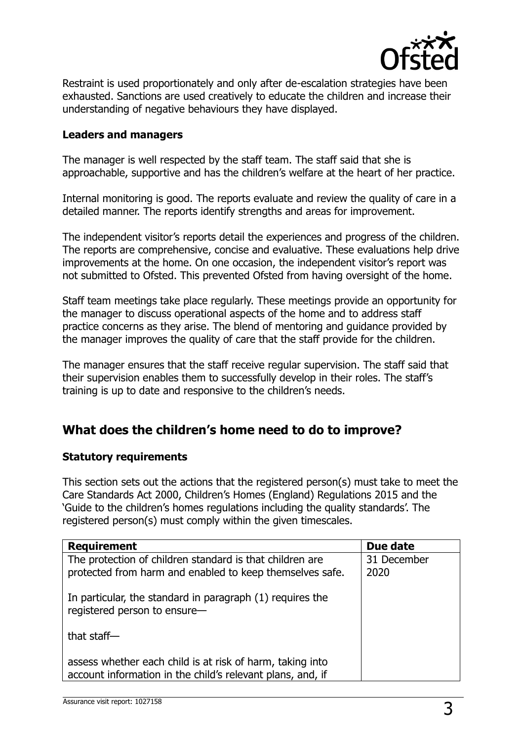Restraint is used proportionately and only after de-escalation strategies have been exhausted. Sanctions are used creatively to educate the children and increase their understanding of negative behaviours they have displayed.

**Leaders and managers**

The manager is well respected by the staff team. The staff said that she is approachable, supportive and has the children's welfare at the heart of her practice.

Internal monitoring is good. The reports evaluate and review the quality of care in a detailed manner. The reports identify strengths and areas for improvement.

The independent visitor's reports detail the experiences and progress of the children. The reports are comprehensive, concise and evaluative. These evaluations help drive improvements at the home. On one occasion, the independent visitor's report was not submitted to Ofsted. This prevented Ofsted from having oversight of the home.

Staff team meetings take place regularly. These meetings provide an opportunity for the manager to discuss operational aspects of the home and to address staff practice concerns as they arise. The blend of mentoring and guidance provided by the manager improves the quality of care that the staff provide for the children.

The manager ensures that the staff receive regular supervision. The staff said that their supervision enables them to successfully develop in their roles. The staff's training is up to date and responsive to the children's needs.

## What does the children's home need to do to improve?

**Statutory requirements**

This section sets out the actions that the registered person(s) must take to meet the Care Standards Act 2000, Children's Homes (England) Regulations 2015 and the 'Guide to the children's homes regulations including the quality standards'. The registered person(s) must comply within the given timescales.

| Requirement | Due date |
| --- | --- |
| The protection of children standard is that children are protected from harm and enabled to keep themselves safe.<br><br>In particular, the standard in paragraph (1) requires the registered person to ensure—<br><br>that staff—<br><br>assess whether each child is at risk of harm, taking into account information in the child's relevant plans, and, if | 31 December 2020 |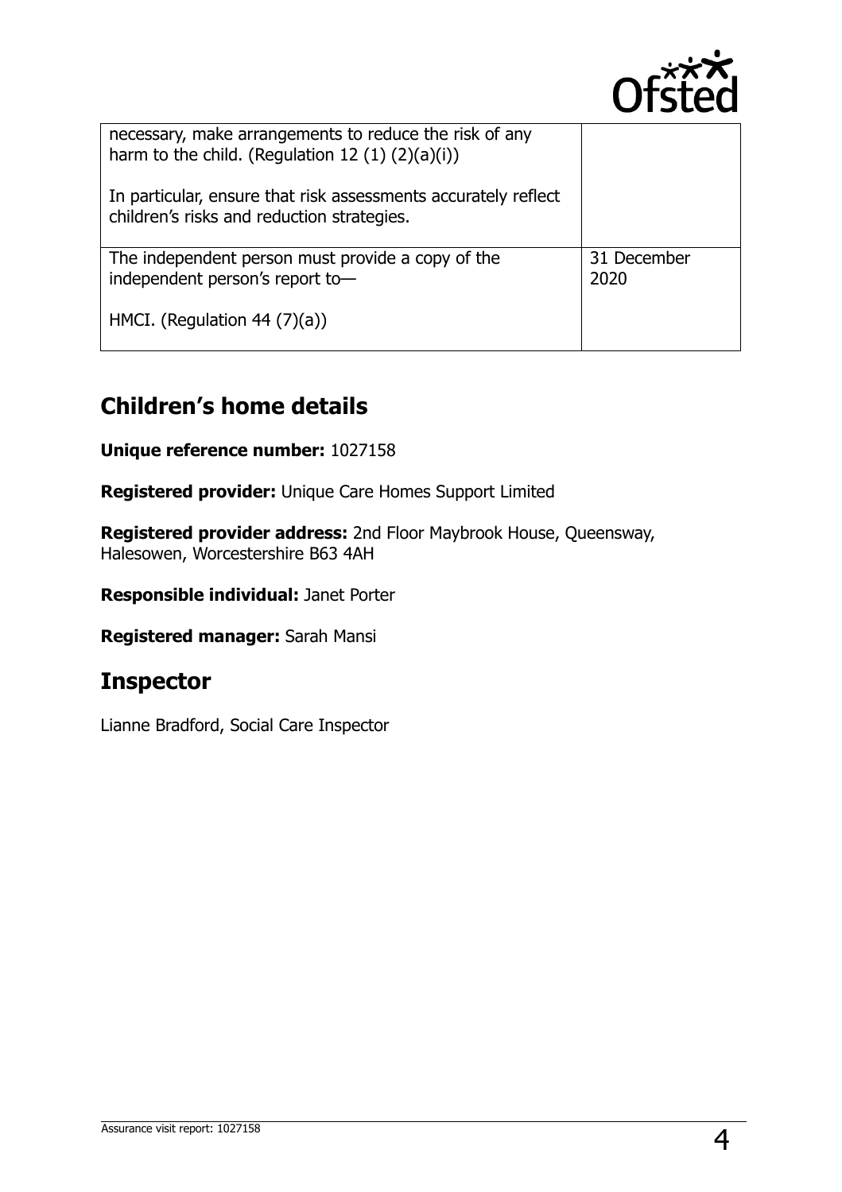| | |
|---|---|
| necessary, make arrangements to reduce the risk of any harm to the child. (Regulation 12 (1) (2)(a)(i))<br><br>In particular, ensure that risk assessments accurately reflect children's risks and reduction strategies. | |
| The independent person must provide a copy of the independent person's report to—<br><br>HMCI. (Regulation 44 (7)(a)) | 31 December 2020 |

## Children's home details

**Unique reference number:** 1027158

**Registered provider:** Unique Care Homes Support Limited

**Registered provider address:** 2nd Floor Maybrook House, Queensway, Halesowen, Worcestershire B63 4AH

**Responsible individual:** Janet Porter

**Registered manager:** Sarah Mansi

## Inspector

Lianne Bradford, Social Care Inspector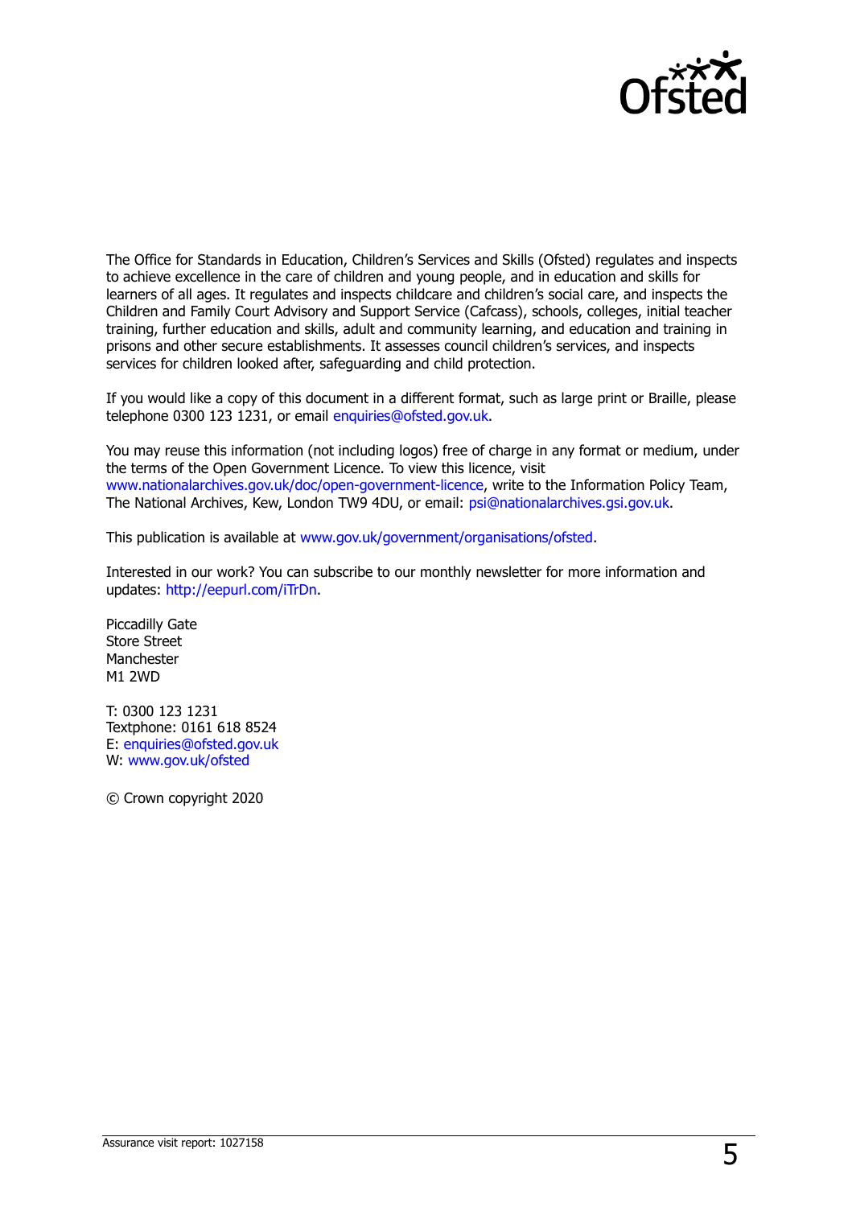The Office for Standards in Education, Children's Services and Skills (Ofsted) regulates and inspects to achieve excellence in the care of children and young people, and in education and skills for learners of all ages. It regulates and inspects childcare and children's social care, and inspects the Children and Family Court Advisory and Support Service (Cafcass), schools, colleges, initial teacher training, further education and skills, adult and community learning, and education and training in prisons and other secure establishments. It assesses council children's services, and inspects services for children looked after, safeguarding and child protection.

If you would like a copy of this document in a different format, such as large print or Braille, please telephone 0300 123 1231, or email enquiries@ofsted.gov.uk.

You may reuse this information (not including logos) free of charge in any format or medium, under the terms of the Open Government Licence. To view this licence, visit www.nationalarchives.gov.uk/doc/open-government-licence, write to the Information Policy Team, The National Archives, Kew, London TW9 4DU, or email: psi@nationalarchives.gsi.gov.uk.

This publication is available at www.gov.uk/government/organisations/ofsted.

Interested in our work? You can subscribe to our monthly newsletter for more information and updates: http://eepurl.com/iTrDn.

Piccadilly Gate
Store Street
Manchester
M1 2WD

T: 0300 123 1231
Textphone: 0161 618 8524
E: enquiries@ofsted.gov.uk
W: www.gov.uk/ofsted

© Crown copyright 2020